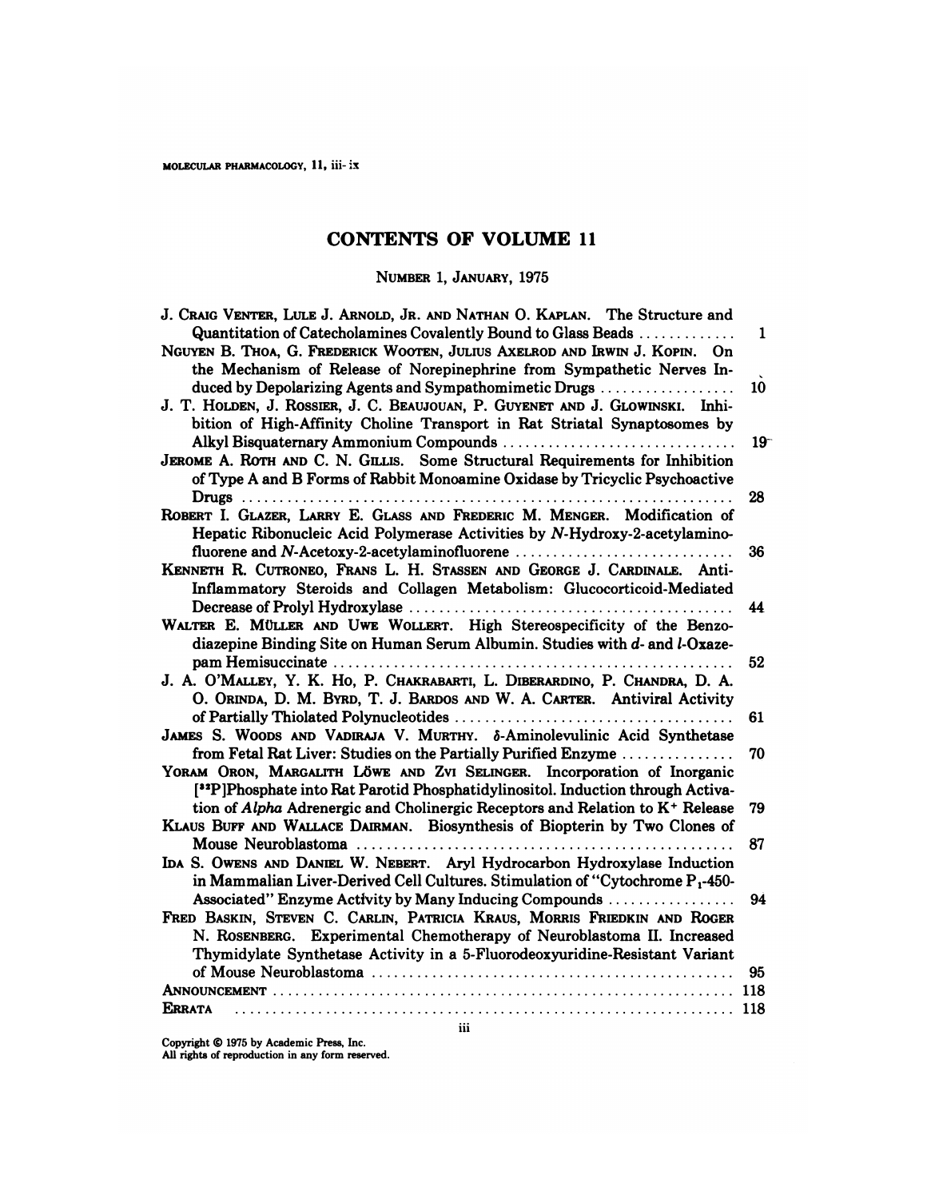# CONTENTS OF VOLUME 11

## Number 1, January, 1975

J. Craig Venter, Lule J. Arnold, Jr. and Nathan O. Kaplan. The Structure and Quantitation of Catecholamines Covalently Bound to Glass Beads ............ 1

Nguyen B. Thoa, G. Frederick Wooten, Julius Axelrod and Irwin J. Kopin. On the Mechanism of Release of Norepinephrine from Sympathetic Nerves Induced by Depolarizing Agents and Sympathomimetic Drugs ................. 10

J. T. Holden, J. Rossier, J. C. Beaujouan, P. Guyenet and J. Glowinski. Inhibition of High-Affinity Choline Transport in Rat Striatal Synaptosomes by Alkyl Bisquaternary Ammonium Compounds ............................. 19

Jerome A. Roth and C. N. Gillis. Some Structural Requirements for Inhibition of Type A and B Forms of Rabbit Monoamine Oxidase by Tricyclic Psychoactive Drugs ............................................................... 28

Robert I. Glazer, Larry E. Glass and Frederic M. Menger. Modification of Hepatic Ribonucleic Acid Polymerase Activities by *N*-Hydroxy-2-acetylaminofluorene and *N*-Acetoxy-2-acetylaminofluorene ............................ 36

Kenneth R. Cutroneo, Frans L. H. Stassen and George J. Cardinale. Anti-Inflammatory Steroids and Collagen Metabolism: Glucocorticoid-Mediated Decrease of Prolyl Hydroxylase .......................................... 44

Walter E. Müller and Uwe Wollert. High Stereospecificity of the Benzodiazepine Binding Site on Human Serum Albumin. Studies with *d*- and *l*-Oxazepam Hemisuccinate .................................................... 52

J. A. O'Malley, Y. K. Ho, P. Chakrabarti, L. DiBerardino, P. Chandra, D. A. O. Orinda, D. M. Byrd, T. J. Bardos and W. A. Carter. Antiviral Activity of Partially Thiolated Polynucleotides ................................... 61

James S. Woods and Vadiraja V. Murthy. δ-Aminolevulinic Acid Synthetase from Fetal Rat Liver: Studies on the Partially Purified Enzyme .............. 70

Yoram Oron, Margalith Löwe and Zvi Selinger. Incorporation of Inorganic [$^{32}$P]Phosphate into Rat Parotid Phosphatidylinositol. Induction through Activation of *Alpha* Adrenergic and Cholinergic Receptors and Relation to $K^+$ Release 79

Klaus Buff and Wallace Dairman. Biosynthesis of Biopterin by Two Clones of Mouse Neuroblastoma ................................................. 87

Ida S. Owens and Daniel W. Nebert. Aryl Hydrocarbon Hydroxylase Induction in Mammalian Liver-Derived Cell Cultures. Stimulation of "Cytochrome $P_1$-450-Associated" Enzyme Activity by Many Inducing Compounds ................ 94

Fred Baskin, Steven C. Carlin, Patricia Kraus, Morris Friedkin and Roger N. Rosenberg. Experimental Chemotherapy of Neuroblastoma II. Increased Thymidylate Synthetase Activity in a 5-Fluorodeoxyuridine-Resistant Variant of Mouse Neuroblastoma ............................................... 95

Announcement ............................................................. 118

Errata ................................................................... 118

Copyright © 1975 by Academic Press, Inc.
All rights of reproduction in any form reserved.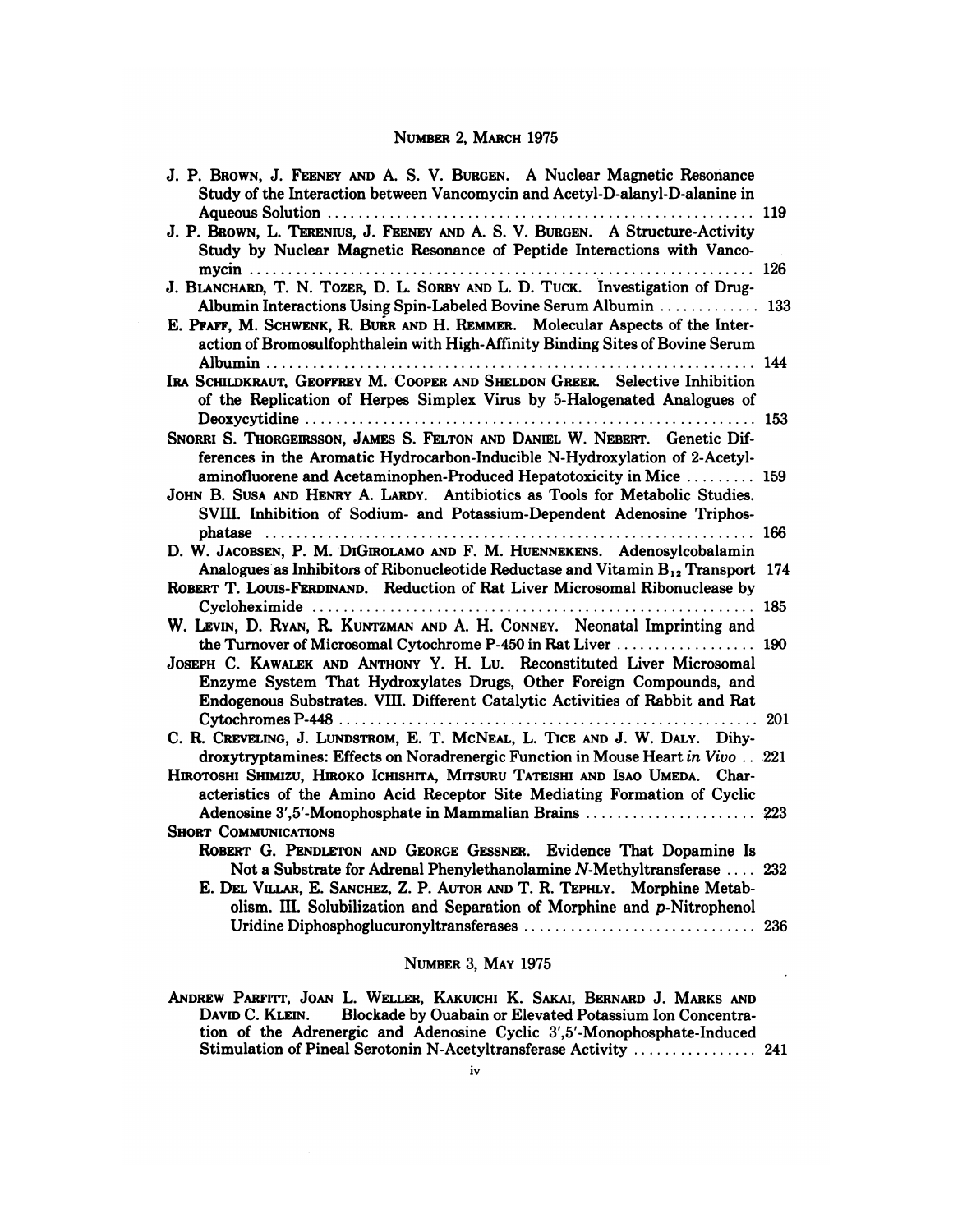## Number 2, March 1975

J. P. Brown, J. Feeney and A. S. V. Burgen. A Nuclear Magnetic Resonance Study of the Interaction between Vancomycin and Acetyl-D-alanyl-D-alanine in Aqueous Solution ........ 119

J. P. Brown, L. Terenius, J. Feeney and A. S. V. Burgen. A Structure-Activity Study by Nuclear Magnetic Resonance of Peptide Interactions with Vancomycin ........ 126

J. Blanchard, T. N. Tozer, D. L. Sorby and L. D. Tuck. Investigation of Drug-Albumin Interactions Using Spin-Labeled Bovine Serum Albumin ........ 133

E. Pfaff, M. Schwenk, R. Burr and H. Remmer. Molecular Aspects of the Interaction of Bromosulfophthalein with High-Affinity Binding Sites of Bovine Serum Albumin ........ 144

Ira Schildkraut, Geoffrey M. Cooper and Sheldon Greer. Selective Inhibition of the Replication of Herpes Simplex Virus by 5-Halogenated Analogues of Deoxycytidine ........ 153

Snorri S. Thorgeirsson, James S. Felton and Daniel W. Nebert. Genetic Differences in the Aromatic Hydrocarbon-Inducible N-Hydroxylation of 2-Acetylaminofluorene and Acetaminophen-Produced Hepatotoxicity in Mice ........ 159

John B. Susa and Henry A. Lardy. Antibiotics as Tools for Metabolic Studies. SVIII. Inhibition of Sodium- and Potassium-Dependent Adenosine Triphosphatase ........ 166

D. W. Jacobsen, P. M. DiGirolamo and F. M. Huennekens. Adenosylcobalamin Analogues as Inhibitors of Ribonucleotide Reductase and Vitamin $B_{12}$ Transport 174

Robert T. Louis-Ferdinand. Reduction of Rat Liver Microsomal Ribonuclease by Cycloheximide ........ 185

W. Levin, D. Ryan, R. Kuntzman and A. H. Conney. Neonatal Imprinting and the Turnover of Microsomal Cytochrome P-450 in Rat Liver ........ 190

Joseph C. Kawalek and Anthony Y. H. Lu. Reconstituted Liver Microsomal Enzyme System That Hydroxylates Drugs, Other Foreign Compounds, and Endogenous Substrates. VIII. Different Catalytic Activities of Rabbit and Rat Cytochromes P-448 ........ 201

C. R. Creveling, J. Lundstrom, E. T. McNeal, L. Tice and J. W. Daly. Dihydroxytryptamines: Effects on Noradrenergic Function in Mouse Heart *in Vivo* .. 221

Hirotoshi Shimizu, Hiroko Ichishita, Mitsuru Tateishi and Isao Umeda. Characteristics of the Amino Acid Receptor Site Mediating Formation of Cyclic Adenosine 3′,5′-Monophosphate in Mammalian Brains ........ 223

Short Communications

Robert G. Pendleton and George Gessner. Evidence That Dopamine Is Not a Substrate for Adrenal Phenylethanolamine *N*-Methyltransferase .... 232

E. Del Villar, E. Sanchez, Z. P. Autor and T. R. Tephly. Morphine Metabolism. III. Solubilization and Separation of Morphine and *p*-Nitrophenol Uridine Diphosphoglucuronyltransferases ........ 236

## Number 3, May 1975

Andrew Parfitt, Joan L. Weller, Kakuichi K. Sakai, Bernard J. Marks and David C. Klein. Blockade by Ouabain or Elevated Potassium Ion Concentration of the Adrenergic and Adenosine Cyclic 3′,5′-Monophosphate-Induced Stimulation of Pineal Serotonin N-Acetyltransferase Activity ........ 241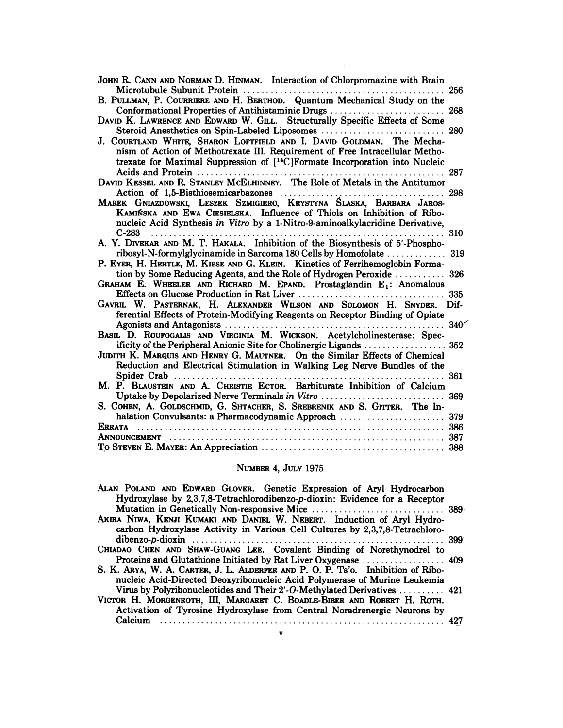JOHN R. CANN AND NORMAN D. HINMAN. Interaction of Chlorpromazine with Brain Microtubule Subunit Protein ..... 256

B. PULLMAN, P. COURRIERE AND H. BERTHOD. Quantum Mechanical Study on the Conformational Properties of Antihistaminic Drugs ..... 268

DAVID K. LAWRENCE AND EDWARD W. GILL. Structurally Specific Effects of Some Steroid Anesthetics on Spin-Labeled Liposomes ..... 280

J. COURTLAND WHITE, SHARON LOFTFIELD AND I. DAVID GOLDMAN. The Mechanism of Action of Methotrexate III. Requirement of Free Intracellular Methotrexate for Maximal Suppression of [$^{14}$C]Formate Incorporation into Nucleic Acids and Protein ..... 287

DAVID KESSEL AND R. STANLEY MCELHINNEY. The Role of Metals in the Antitumor Action of 1,5-Bisthiosemicarbazones ..... 298

MAREK GNIAZDOWSKI, LESZEK SZMIGIERO, KRYSTYNA ŚLASKA, BARBARA JAROS-KAMIŃSKA AND EWA CIESIELSKA. Influence of Thiols on Inhibition of Ribonucleic Acid Synthesis *in Vitro* by a 1-Nitro-9-aminoalkylacridine Derivative, C-283 ..... 310

A. Y. DIVEKAR AND M. T. HAKALA. Inhibition of the Biosynthesis of 5′-Phosphoribosyl-N-formylglycinamide in Sarcoma 180 Cells by Homofolate ..... 319

P. EYER, H. HERTLE, M. KIESE AND G. KLEIN. Kinetics of Ferrihemoglobin Formation by Some Reducing Agents, and the Role of Hydrogen Peroxide ..... 326

GRAHAM E. WHEELER AND RICHARD M. EPAND. Prostaglandin $E_1$: Anomalous Effects on Glucose Production in Rat Liver ..... 335

GAVRIL W. PASTERNAK, H. ALEXANDER WILSON AND SOLOMON H. SNYDER. Differential Effects of Protein-Modifying Reagents on Receptor Binding of Opiate Agonists and Antagonists ..... 340

BASIL D. ROUFOGALIS AND VIRGINIA M. WICKSON. Acetylcholinesterase: Specificity of the Peripheral Anionic Site for Cholinergic Ligands ..... 352

JUDITH K. MARQUIS AND HENRY G. MAUTNER. On the Similar Effects of Chemical Reduction and Electrical Stimulation in Walking Leg Nerve Bundles of the Spider Crab ..... 361

M. P. BLAUSTEIN AND A. CHRISTIE ECTOR. Barbiturate Inhibition of Calcium Uptake by Depolarized Nerve Terminals *in Vitro* ..... 369

S. COHEN, A. GOLDSCHMID, G. SHTACHER, S. SREBRENIK AND S. GITTER. The Inhalation Convulsants: a Pharmacodynamic Approach ..... 379

ERRATA ..... 386

ANNOUNCEMENT ..... 387

TO STEVEN E. MAYER: An Appreciation ..... 388

## NUMBER 4, JULY 1975

ALAN POLAND AND EDWARD GLOVER. Genetic Expression of Aryl Hydrocarbon Hydroxylase by 2,3,7,8-Tetrachlorodibenzo-*p*-dioxin: Evidence for a Receptor Mutation in Genetically Non-responsive Mice ..... 389

AKIRA NIWA, KENJI KUMAKI AND DANIEL W. NEBERT. Induction of Aryl Hydrocarbon Hydroxylase Activity in Various Cell Cultures by 2,3,7,8-Tetrachlorodibenzo-*p*-dioxin ..... 399

CHIADAO CHEN AND SHAW-GUANG LEE. Covalent Binding of Norethynodrel to Proteins and Glutathione Initiated by Rat Liver Oxygenase ..... 409

S. K. ARYA, W. A. CARTER, J. L. ALDERFER AND P. O. P. TS'O. Inhibition of Ribonucleic Acid-Directed Deoxyribonucleic Acid Polymerase of Murine Leukemia Virus by Polyribonucleotides and Their 2′-*O*-Methylated Derivatives ..... 421

VICTOR H. MORGENROTH, III, MARGARET C. BOADLE-BIBER AND ROBERT H. ROTH. Activation of Tyrosine Hydroxylase from Central Noradrenergic Neurons by Calcium ..... 427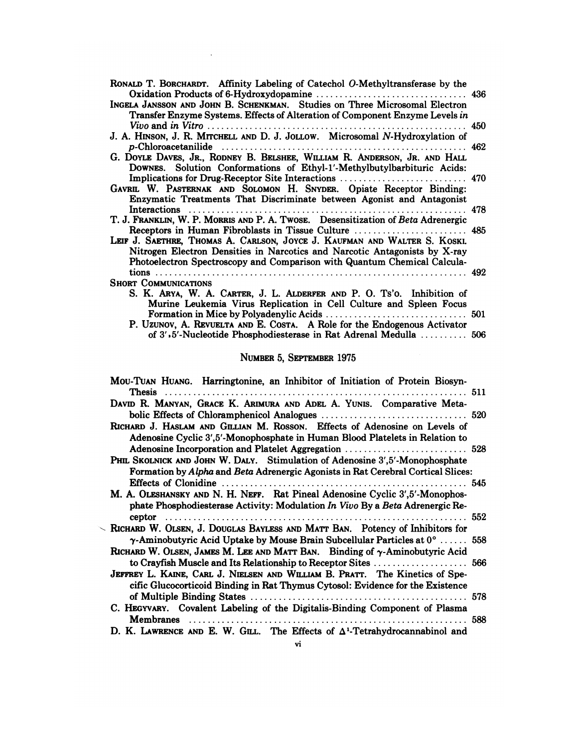RONALD T. BORCHARDT. Affinity Labeling of Catechol *O*-Methyltransferase by the Oxidation Products of 6-Hydroxydopamine ............................... 436

INGELA JANSSON AND JOHN B. SCHENKMAN. Studies on Three Microsomal Electron Transfer Enzyme Systems. Effects of Alteration of Component Enzyme Levels *in Vivo* and *in Vitro* ............................... 450

J. A. HINSON, J. R. MITCHELL AND D. J. JOLLOW. Microsomal *N*-Hydroxylation of *p*-Chloroacetanilide ............................... 462

G. DOYLE DAVES, JR., RODNEY B. BELSHEE, WILLIAM R. ANDERSON, JR. AND HALL DOWNES. Solution Conformations of Ethyl-1′-Methylbutylbarbituric Acids: Implications for Drug-Receptor Site Interactions ............................... 470

GAVRIL W. PASTERNAK AND SOLOMON H. SNYDER. Opiate Receptor Binding: Enzymatic Treatments That Discriminate between Agonist and Antagonist Interactions ............................... 478

T. J. FRANKLIN, W. P. MORRIS AND P. A. TWOSE. Desensitization of *Beta* Adrenergic Receptors in Human Fibroblasts in Tissue Culture ............................... 485

LEIF J. SAETHRE, THOMAS A. CARLSON, JOYCE J. KAUFMAN AND WALTER S. KOSKI. Nitrogen Electron Densities in Narcotics and Narcotic Antagonists by X-ray Photoelectron Spectroscopy and Comparison with Quantum Chemical Calculations ............................... 492

SHORT COMMUNICATIONS

S. K. ARYA, W. A. CARTER, J. L. ALDERFER AND P. O. TS'O. Inhibition of Murine Leukemia Virus Replication in Cell Culture and Spleen Focus Formation in Mice by Polyadenylic Acids ............................... 501

P. UZUNOV, A. REVUELTA AND E. COSTA. A Role for the Endogenous Activator of 3′,5′-Nucleotide Phosphodiesterase in Rat Adrenal Medulla ............................... 506

## NUMBER 5, SEPTEMBER 1975

MOU-TUAN HUANG. Harringtonine, an Inhibitor of Initiation of Protein Biosynthesis ............................... 511

DAVID R. MANYAN, GRACE K. ARIMURA AND ADEL A. YUNIS. Comparative Metabolic Effects of Chloramphenicol Analogues ............................... 520

RICHARD J. HASLAM AND GILLIAN M. ROSSON. Effects of Adenosine on Levels of Adenosine Cyclic 3′,5′-Monophosphate in Human Blood Platelets in Relation to Adenosine Incorporation and Platelet Aggregation ............................... 528

PHIL SKOLNICK AND JOHN W. DALY. Stimulation of Adenosine 3′,5′-Monophosphate Formation by *Alpha* and *Beta* Adrenergic Agonists in Rat Cerebral Cortical Slices: Effects of Clonidine ............................... 545

M. A. OLESHANSKY AND N. H. NEFF. Rat Pineal Adenosine Cyclic 3′,5′-Monophosphate Phosphodiesterase Activity: Modulation *In Vivo* By a *Beta* Adrenergic Receptor ............................... 552

RICHARD W. OLSEN, J. DOUGLAS BAYLESS AND MATT BAN. Potency of Inhibitors for $\gamma$-Aminobutyric Acid Uptake by Mouse Brain Subcellular Particles at 0° ...... 558

RICHARD W. OLSEN, JAMES M. LEE AND MATT BAN. Binding of $\gamma$-Aminobutyric Acid to Crayfish Muscle and Its Relationship to Receptor Sites ............................... 566

JEFFREY L. KAINE, CARL J. NIELSEN AND WILLIAM B. PRATT. The Kinetics of Specific Glucocorticoid Binding in Rat Thymus Cytosol: Evidence for the Existence of Multiple Binding States ............................... 578

C. HEGYVARY. Covalent Labeling of the Digitalis-Binding Component of Plasma Membranes ............................... 588

D. K. LAWRENCE AND E. W. GILL. The Effects of $\Delta^1$-Tetrahydrocannabinol and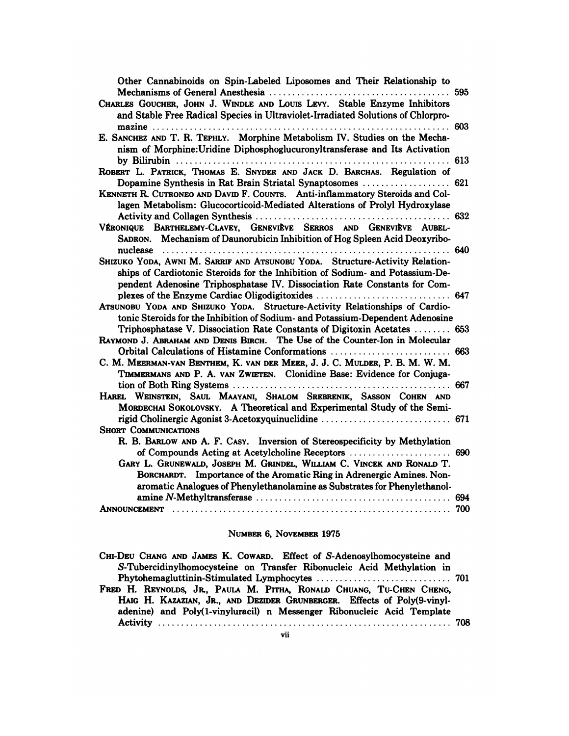Other Cannabinoids on Spin-Labeled Liposomes and Their Relationship to Mechanisms of General Anesthesia ..................................... 595

CHARLES GOUCHER, JOHN J. WINDLE AND LOUIS LEVY. Stable Enzyme Inhibitors and Stable Free Radical Species in Ultraviolet-Irradiated Solutions of Chlorpromazine ..................................... 603

E. SANCHEZ AND T. R. TEPHLY. Morphine Metabolism IV. Studies on the Mechanism of Morphine:Uridine Diphosphoglucuronyltransferase and Its Activation by Bilirubin ..................................... 613

ROBERT L. PATRICK, THOMAS E. SNYDER AND JACK D. BARCHAS. Regulation of Dopamine Synthesis in Rat Brain Striatal Synaptosomes ..................................... 621

KENNETH R. CUTRONEO AND DAVID F. COUNTS. Anti-inflammatory Steroids and Collagen Metabolism: Glucocorticoid-Mediated Alterations of Prolyl Hydroxylase Activity and Collagen Synthesis ..................................... 632

VÉRONIQUE BARTHELEMY-CLAVEY, GENEVIÈVE SERROS AND GENEVIÈVE AUBEL-SADRON. Mechanism of Daunorubicin Inhibition of Hog Spleen Acid Deoxyribonuclease ..................................... 640

SHIZUKO YODA, AWNI M. SARRIF AND ATSUNOBU YODA. Structure-Activity Relationships of Cardiotonic Steroids for the Inhibition of Sodium- and Potassium-Dependent Adenosine Triphosphatase IV. Dissociation Rate Constants for Complexes of the Enzyme Cardiac Oligodigitoxides ..................................... 647

ATSUNOBU YODA AND SHIZUKO YODA. Structure-Activity Relationships of Cardiotonic Steroids for the Inhibition of Sodium- and Potassium-Dependent Adenosine Triphosphatase V. Dissociation Rate Constants of Digitoxin Acetates ........ 653

RAYMOND J. ABRAHAM AND DENIS BIRCH. The Use of the Counter-Ion in Molecular Orbital Calculations of Histamine Conformations ..................................... 663

C. M. MEERMAN-VAN BENTHEM, K. VAN DER MEER, J. J. C. MULDER, P. B. M. W. M. TIMMERMANS AND P. A. VAN ZWIETEN. Clonidine Base: Evidence for Conjugation of Both Ring Systems ..................................... 667

HAREL WEINSTEIN, SAUL MAAYANI, SHALOM SREBRENIK, SASSON COHEN AND MORDECHAI SOKOLOVSKY. A Theoretical and Experimental Study of the Semirigid Cholinergic Agonist 3-Acetoxyquinuclidine ..................................... 671

SHORT COMMUNICATIONS

R. B. BARLOW AND A. F. CASY. Inversion of Stereospecificity by Methylation of Compounds Acting at Acetylcholine Receptors ..................................... 690

GARY L. GRUNEWALD, JOSEPH M. GRINDEL, WILLIAM C. VINCEK AND RONALD T. BORCHARDT. Importance of the Aromatic Ring in Adrenergic Amines. Nonaromatic Analogues of Phenylethanolamine as Substrates for Phenylethanolamine *N*-Methyltransferase ..................................... 694

ANNOUNCEMENT ..................................... 700

## NUMBER 6, NOVEMBER 1975

CHI-DEU CHANG AND JAMES K. COWARD. Effect of *S*-Adenosylhomocysteine and *S*-Tubercidinylhomocysteine on Transfer Ribonucleic Acid Methylation in Phytohemagluttinin-Stimulated Lymphocytes ..................................... 701

FRED H. REYNOLDS, JR., PAULA M. PITHA, RONALD CHUANG, TU-CHEN CHENG, HAIG H. KAZAZIAN, JR., AND DEZIDER GRUNBERGER. Effects of Poly(9-vinyladenine) and Poly(1-vinyluracil) n Messenger Ribonucleic Acid Template Activity ..................................... 708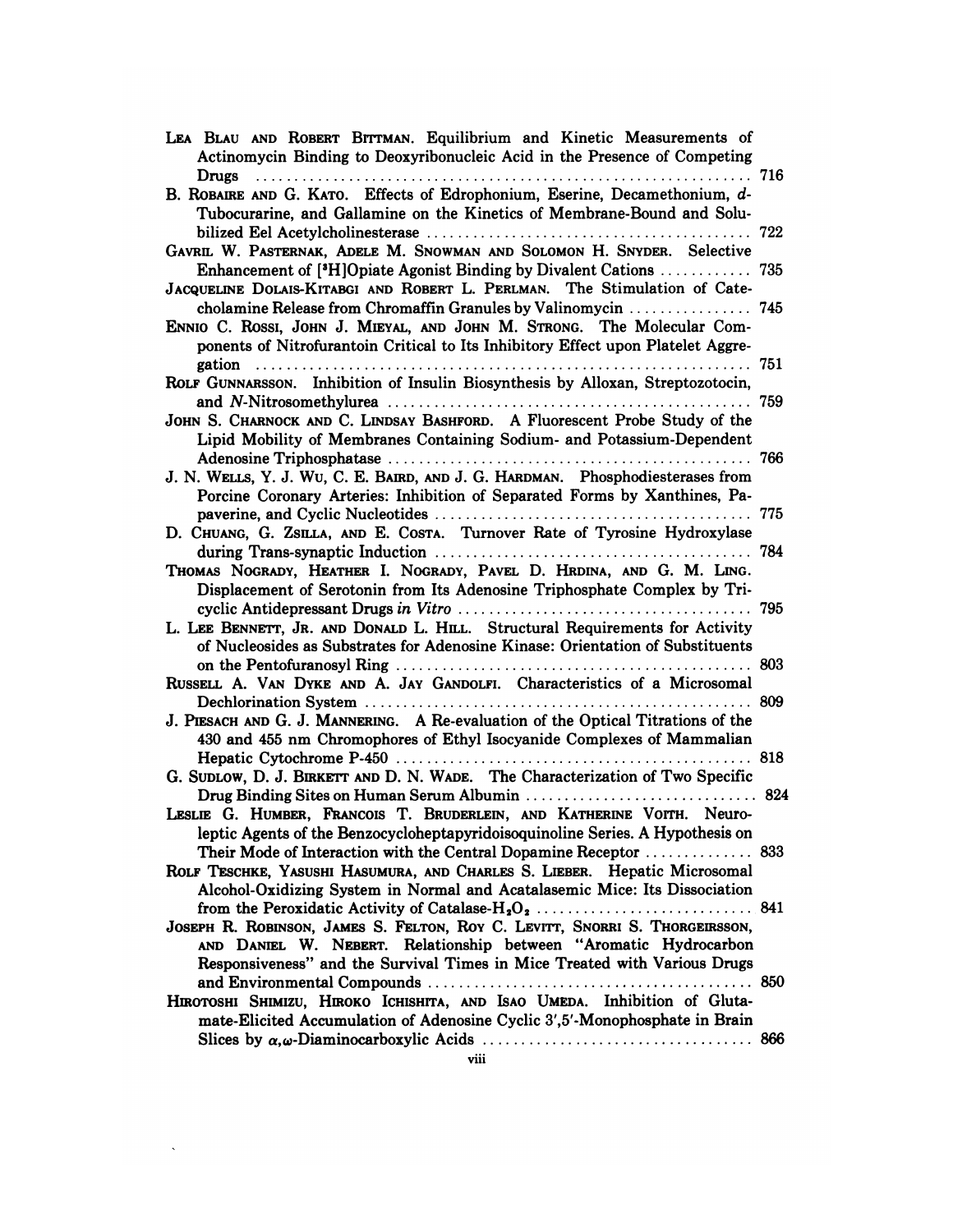LEA BLAU AND ROBERT BITTMAN. Equilibrium and Kinetic Measurements of Actinomycin Binding to Deoxyribonucleic Acid in the Presence of Competing Drugs ..... 716

B. ROBAIRE AND G. KATO. Effects of Edrophonium, Eserine, Decamethonium, *d*-Tubocurarine, and Gallamine on the Kinetics of Membrane-Bound and Solubilized Eel Acetylcholinesterase ..... 722

GAVRIL W. PASTERNAK, ADELE M. SNOWMAN AND SOLOMON H. SNYDER. Selective Enhancement of [$^3$H]Opiate Agonist Binding by Divalent Cations ..... 735

JACQUELINE DOLAIS-KITABGI AND ROBERT L. PERLMAN. The Stimulation of Catecholamine Release from Chromaffin Granules by Valinomycin ..... 745

ENNIO C. ROSSI, JOHN J. MIEYAL, AND JOHN M. STRONG. The Molecular Components of Nitrofurantoin Critical to Its Inhibitory Effect upon Platelet Aggregation ..... 751

ROLF GUNNARSSON. Inhibition of Insulin Biosynthesis by Alloxan, Streptozotocin, and *N*-Nitrosomethylurea ..... 759

JOHN S. CHARNOCK AND C. LINDSAY BASHFORD. A Fluorescent Probe Study of the Lipid Mobility of Membranes Containing Sodium- and Potassium-Dependent Adenosine Triphosphatase ..... 766

J. N. WELLS, Y. J. WU, C. E. BAIRD, AND J. G. HARDMAN. Phosphodiesterases from Porcine Coronary Arteries: Inhibition of Separated Forms by Xanthines, Papaverine, and Cyclic Nucleotides ..... 775

D. CHUANG, G. ZSILLA, AND E. COSTA. Turnover Rate of Tyrosine Hydroxylase during Trans-synaptic Induction ..... 784

THOMAS NOGRADY, HEATHER I. NOGRADY, PAVEL D. HRDINA, AND G. M. LING. Displacement of Serotonin from Its Adenosine Triphosphate Complex by Tricyclic Antidepressant Drugs *in Vitro* ..... 795

L. LEE BENNETT, JR. AND DONALD L. HILL. Structural Requirements for Activity of Nucleosides as Substrates for Adenosine Kinase: Orientation of Substituents on the Pentofuranosyl Ring ..... 803

RUSSELL A. VAN DYKE AND A. JAY GANDOLFI. Characteristics of a Microsomal Dechlorination System ..... 809

J. PIESACH AND G. J. MANNERING. A Re-evaluation of the Optical Titrations of the 430 and 455 nm Chromophores of Ethyl Isocyanide Complexes of Mammalian Hepatic Cytochrome P-450 ..... 818

G. SUDLOW, D. J. BIRKETT AND D. N. WADE. The Characterization of Two Specific Drug Binding Sites on Human Serum Albumin ..... 824

LESLIE G. HUMBER, FRANCOIS T. BRUDERLEIN, AND KATHERINE VOITH. Neuroleptic Agents of the Benzocycloheptapyridoisoquinoline Series. A Hypothesis on Their Mode of Interaction with the Central Dopamine Receptor ..... 833

ROLF TESCHKE, YASUSHI HASUMURA, AND CHARLES S. LIEBER. Hepatic Microsomal Alcohol-Oxidizing System in Normal and Acatalasemic Mice: Its Dissociation from the Peroxidatic Activity of Catalase-$H_2O_2$ ..... 841

JOSEPH R. ROBINSON, JAMES S. FELTON, ROY C. LEVITT, SNORRI S. THORGEIRSSON, AND DANIEL W. NEBERT. Relationship between "Aromatic Hydrocarbon Responsiveness" and the Survival Times in Mice Treated with Various Drugs and Environmental Compounds ..... 850

HIROTOSHI SHIMIZU, HIROKO ICHISHITA, AND ISAO UMEDA. Inhibition of Glutamate-Elicited Accumulation of Adenosine Cyclic 3′,5′-Monophosphate in Brain Slices by $\alpha,\omega$-Diaminocarboxylic Acids ..... 866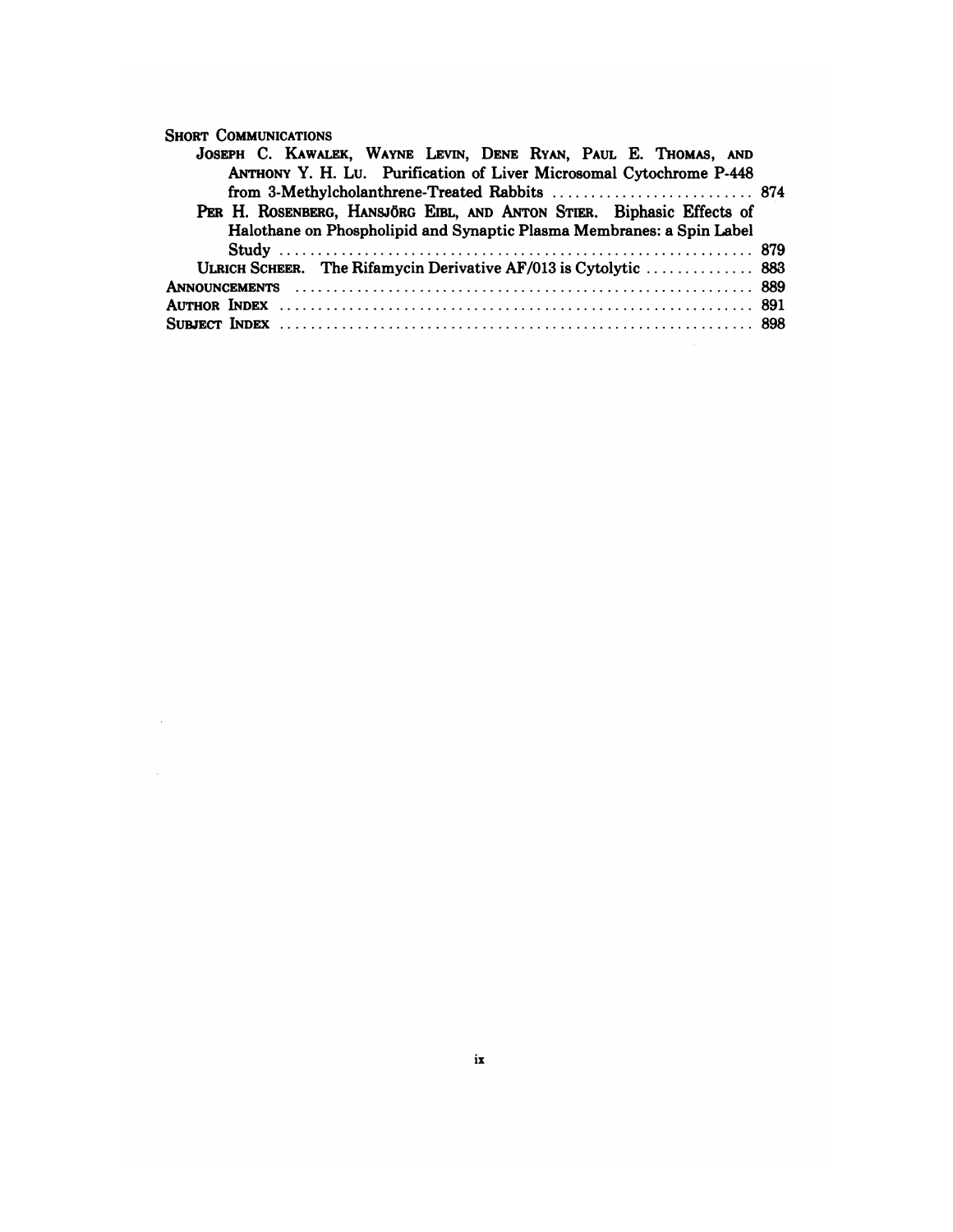## Short Communications

Joseph C. Kawalek, Wayne Levin, Dene Ryan, Paul E. Thomas, and Anthony Y. H. Lu. Purification of Liver Microsomal Cytochrome P-448 from 3-Methylcholanthrene-Treated Rabbits .......................... 874

Per H. Rosenberg, Hansjörg Eibl, and Anton Stier. Biphasic Effects of Halothane on Phospholipid and Synaptic Plasma Membranes: a Spin Label Study .......................... 879

Ulrich Scheer. The Rifamycin Derivative AF/013 is Cytolytic .......................... 883

Announcements .......................... 889

Author Index .......................... 891

Subject Index .......................... 898